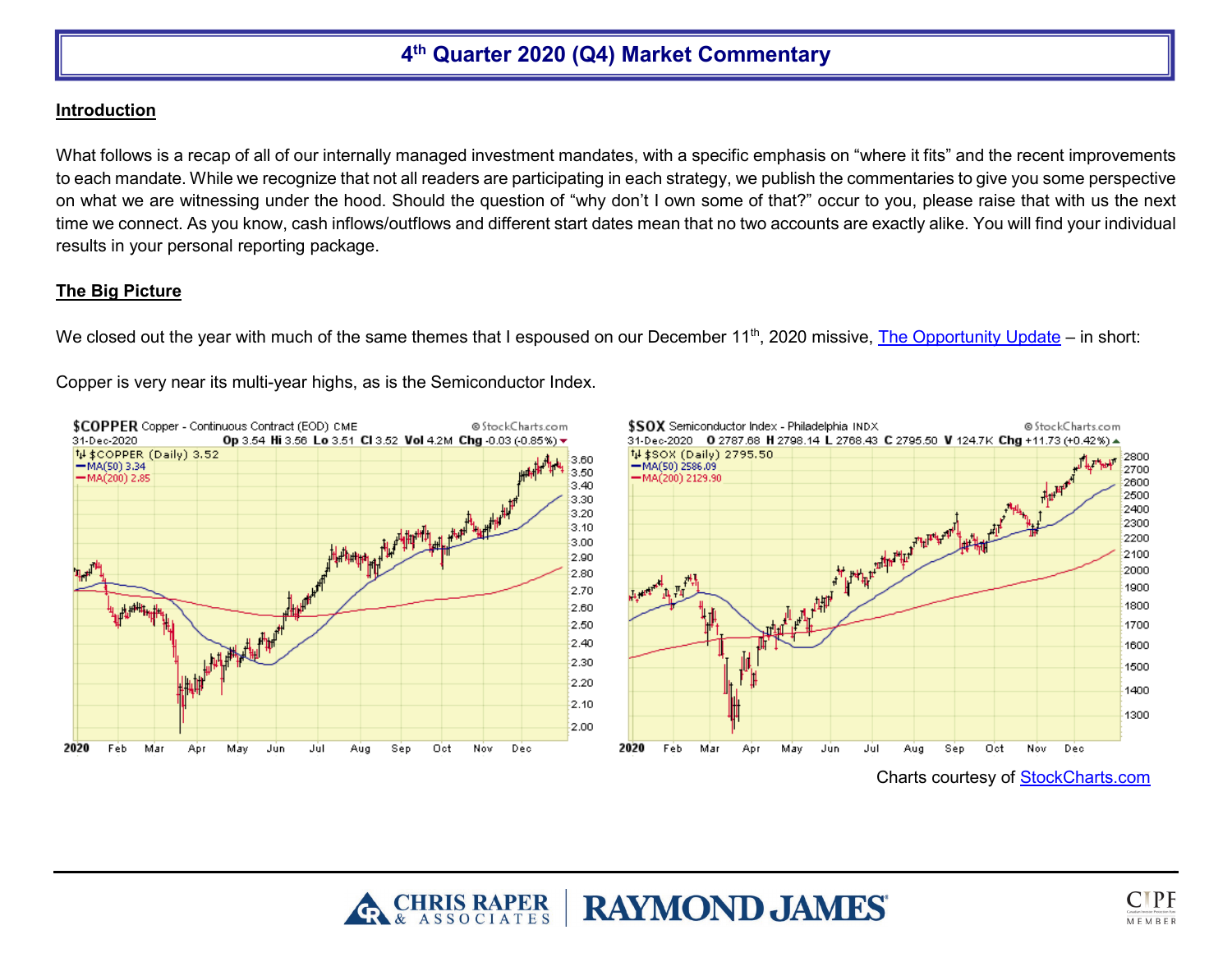# 4th Quarter 2020 (Q4) Market Commentary

## Introduction

What follows is a recap of all of our internally managed investment mandates, with a specific emphasis on "where it fits" and the recent improvements to each mandate. While we recognize that not all readers are participating in each strategy, we publish the commentaries to give you some perspective on what we are witnessing under the hood. Should the question of "why don't I own some of that?" occur to you, please raise that with us the next time we connect. As you know, cash inflows/outflows and different start dates mean that no two accounts are exactly alike. You will find your individual results in your personal reporting package.

## The Big Picture

We closed out the year with much of the same themes that I espoused on our December 11th, 2020 missive, The Opportunity Update – in short:

Copper is very near its multi-year highs, as is the Semiconductor Index.

Charts courtesy of StockCharts.com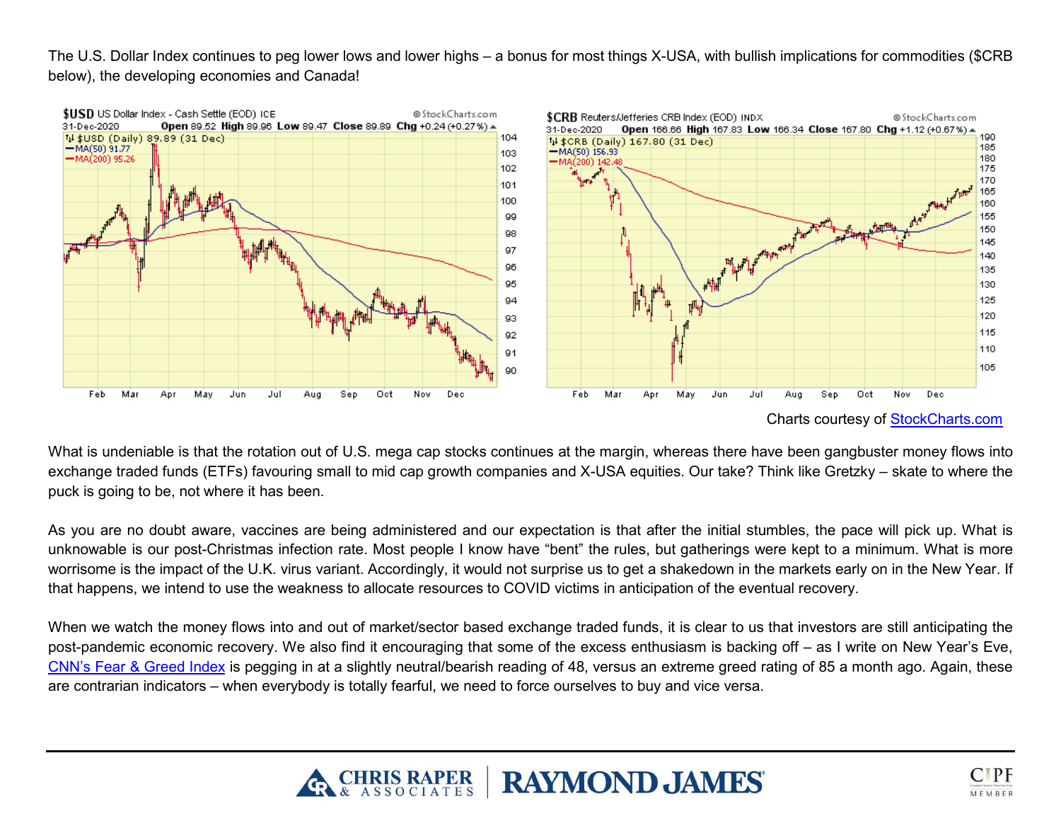The U.S. Dollar Index continues to peg lower lows and lower highs – a bonus for most things X-USA, with bullish implications for commodities ($CRB below), the developing economies and Canada!

$USD US Dollar Index - Cash Settle (EOD) ICE
©StockCharts.com
31-Dec-2020 Open 89.52 High 89.96 Low 89.47 Close 89.89 Chg +0.24 (+0.27%)▲
$USD (Daily) 89.89 (31 Dec)
MA(50) 91.77
MA(200) 95.26
104 103 102 101 100 99 98 97 96 95 94 93 92 91 90
Feb Mar Apr May Jun Jul Aug Sep Oct Nov Dec

$CRB Reuters/Jefferies CRB Index (EOD) INDX
©StockCharts.com
31-Dec-2020 Open 166.66 High 167.83 Low 166.34 Close 167.80 Chg +1.12 (+0.67%)▲
$CRB (Daily) 167.80 (31 Dec)
MA(50) 156.93
MA(200) 142.48
190 185 180 175 170 165 160 155 150 145 140 135 130 125 120 115 110 105
Feb Mar Apr May Jun Jul Aug Sep Oct Nov Dec

Charts courtesy of [StockCharts.com]

What is undeniable is that the rotation out of U.S. mega cap stocks continues at the margin, whereas there have been gangbuster money flows into exchange traded funds (ETFs) favouring small to mid cap growth companies and X-USA equities. Our take? Think like Gretzky – skate to where the puck is going to be, not where it has been.

As you are no doubt aware, vaccines are being administered and our expectation is that after the initial stumbles, the pace will pick up. What is unknowable is our post-Christmas infection rate. Most people I know have "bent" the rules, but gatherings were kept to a minimum. What is more worrisome is the impact of the U.K. virus variant. Accordingly, it would not surprise us to get a shakedown in the markets early on in the New Year. If that happens, we intend to use the weakness to allocate resources to COVID victims in anticipation of the eventual recovery.

When we watch the money flows into and out of market/sector based exchange traded funds, it is clear to us that investors are still anticipating the post-pandemic economic recovery. We also find it encouraging that some of the excess enthusiasm is backing off – as I write on New Year's Eve, CNN's Fear & Greed Index is pegging in at a slightly neutral/bearish reading of 48, versus an extreme greed rating of 85 a month ago. Again, these are contrarian indicators – when everybody is totally fearful, we need to force ourselves to buy and vice versa.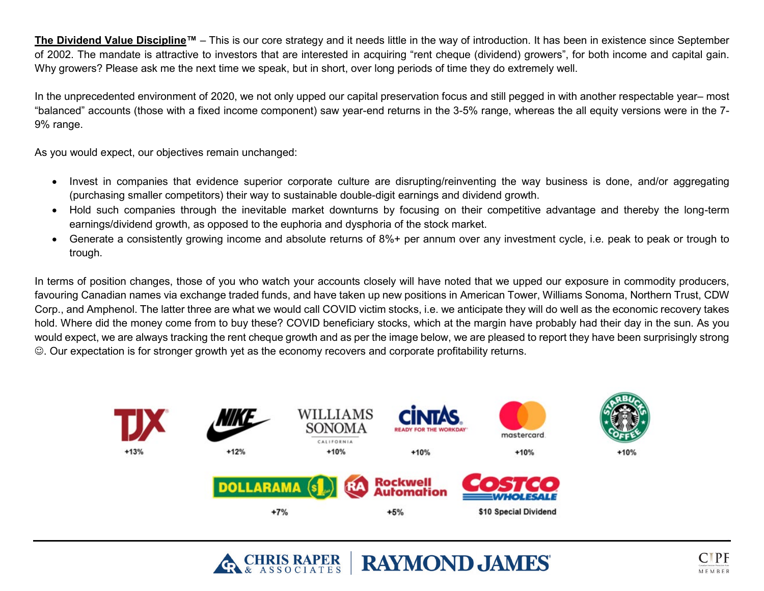**The Dividend Value Discipline™** – This is our core strategy and it needs little in the way of introduction. It has been in existence since September of 2002. The mandate is attractive to investors that are interested in acquiring "rent cheque (dividend) growers", for both income and capital gain. Why growers? Please ask me the next time we speak, but in short, over long periods of time they do extremely well.

In the unprecedented environment of 2020, we not only upped our capital preservation focus and still pegged in with another respectable year– most "balanced" accounts (those with a fixed income component) saw year-end returns in the 3-5% range, whereas the all equity versions were in the 7-9% range.

As you would expect, our objectives remain unchanged:

- Invest in companies that evidence superior corporate culture are disrupting/reinventing the way business is done, and/or aggregating (purchasing smaller competitors) their way to sustainable double-digit earnings and dividend growth.
- Hold such companies through the inevitable market downturns by focusing on their competitive advantage and thereby the long-term earnings/dividend growth, as opposed to the euphoria and dysphoria of the stock market.
- Generate a consistently growing income and absolute returns of 8%+ per annum over any investment cycle, i.e. peak to peak or trough to trough.

In terms of position changes, those of you who watch your accounts closely will have noted that we upped our exposure in commodity producers, favouring Canadian names via exchange traded funds, and have taken up new positions in American Tower, Williams Sonoma, Northern Trust, CDW Corp., and Amphenol. The latter three are what we would call COVID victim stocks, i.e. we anticipate they will do well as the economic recovery takes hold. Where did the money come from to buy these? COVID beneficiary stocks, which at the margin have probably had their day in the sun. As you would expect, we are always tracking the rent cheque growth and as per the image below, we are pleased to report they have been surprisingly strong ☺. Our expectation is for stronger growth yet as the economy recovers and corporate profitability returns.

TJX +13%
NIKE +12%
WILLIAMS SONOMA +10%
CINTAS +10%
mastercard +10%
STARBUCKS COFFEE +10%
DOLLARAMA +7%
Rockwell Automation +5%
COSTCO WHOLESALE $10 Special Dividend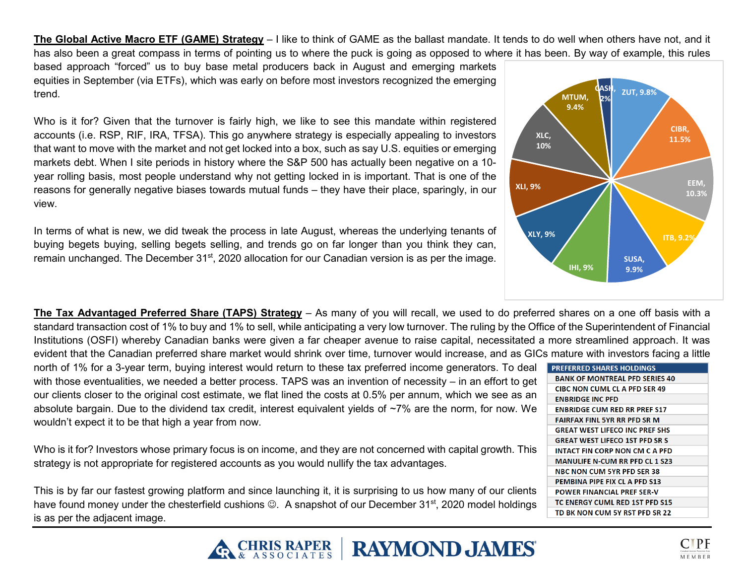**The Global Active Macro ETF (GAME) Strategy** – I like to think of GAME as the ballast mandate. It tends to do well when others have not, and it has also been a great compass in terms of pointing us to where the puck is going as opposed to where it has been. By way of example, this rules based approach "forced" us to buy base metal producers back in August and emerging markets equities in September (via ETFs), which was early on before most investors recognized the emerging trend.

Who is it for? Given that the turnover is fairly high, we like to see this mandate within registered accounts (i.e. RSP, RIF, IRA, TFSA). This go anywhere strategy is especially appealing to investors that want to move with the market and not get locked into a box, such as say U.S. equities or emerging markets debt. When I site periods in history where the S&P 500 has actually been negative on a 10-year rolling basis, most people understand why not getting locked in is important. That is one of the reasons for generally negative biases towards mutual funds – they have their place, sparingly, in our view.

In terms of what is new, we did tweak the process in late August, whereas the underlying tenants of buying begets buying, selling begets selling, and trends go on far longer than you think they can, remain unchanged. The December 31st, 2020 allocation for our Canadian version is as per the image.

ZUT, 9.8%
CIBR, 11.5%
EEM, 10.3%
ITB, 9.2%
SUSA, 9.9%
IHI, 9%
XLY, 9%
XLI, 9%
XLC, 10%
MTUM, 9.4%
CASH, 2%

**The Tax Advantaged Preferred Share (TAPS) Strategy** – As many of you will recall, we used to do preferred shares on a one off basis with a standard transaction cost of 1% to buy and 1% to sell, while anticipating a very low turnover. The ruling by the Office of the Superintendent of Financial Institutions (OSFI) whereby Canadian banks were given a far cheaper avenue to raise capital, necessitated a more streamlined approach. It was evident that the Canadian preferred share market would shrink over time, turnover would increase, and as GICs mature with investors facing a little north of 1% for a 3-year term, buying interest would return to these tax preferred income generators. To deal with those eventualities, we needed a better process. TAPS was an invention of necessity – in an effort to get our clients closer to the original cost estimate, we flat lined the costs at 0.5% per annum, which we see as an absolute bargain. Due to the dividend tax credit, interest equivalent yields of ~7% are the norm, for now. We wouldn't expect it to be that high a year from now.

Who is it for? Investors whose primary focus is on income, and they are not concerned with capital growth. This strategy is not appropriate for registered accounts as you would nullify the tax advantages.

This is by far our fastest growing platform and since launching it, it is surprising to us how many of our clients have found money under the chesterfield cushions ☺. A snapshot of our December 31st, 2020 model holdings is as per the adjacent image.

| PREFERRED SHARES HOLDINGS |
|---|
| BANK OF MONTREAL PFD SERIES 40 |
| CIBC NON CUML CL A PFD SER 49 |
| ENBRIDGE INC PFD |
| ENBRIDGE CUM RED RR PREF S17 |
| FAIRFAX FINL 5YR RR PFD SR M |
| GREAT WEST LIFECO INC PREF SHS |
| GREAT WEST LIFECO 1ST PFD SR S |
| INTACT FIN CORP NON CM C A PFD |
| MANULIFE N-CUM RR PFD CL 1 S23 |
| NBC NON CUM 5YR PFD SER 38 |
| PEMBINA PIPE FIX CL A PFD S13 |
| POWER FINANCIAL PREF SER-V |
| TC ENERGY CUML RED 1ST PFD S15 |
| TD BK NON CUM 5Y RST PFD SR 22 |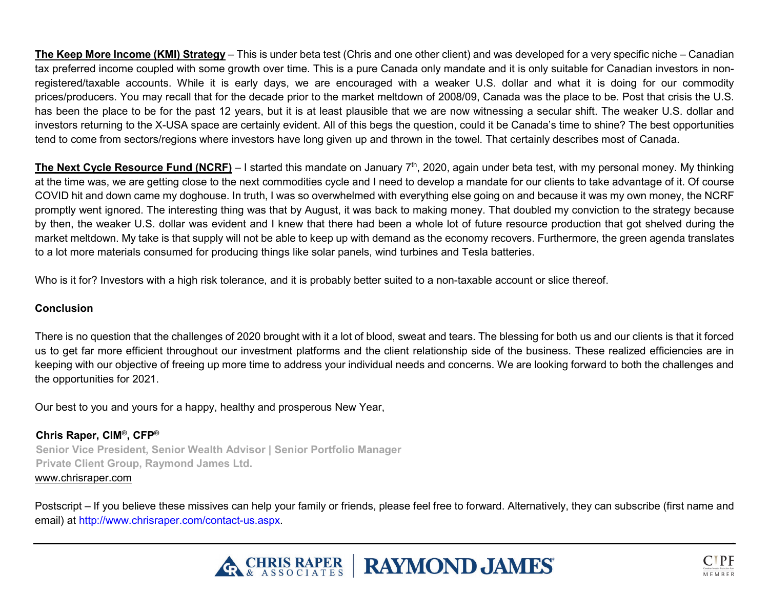**The Keep More Income (KMI) Strategy** – This is under beta test (Chris and one other client) and was developed for a very specific niche – Canadian tax preferred income coupled with some growth over time. This is a pure Canada only mandate and it is only suitable for Canadian investors in non-registered/taxable accounts. While it is early days, we are encouraged with a weaker U.S. dollar and what it is doing for our commodity prices/producers. You may recall that for the decade prior to the market meltdown of 2008/09, Canada was the place to be. Post that crisis the U.S. has been the place to be for the past 12 years, but it is at least plausible that we are now witnessing a secular shift. The weaker U.S. dollar and investors returning to the X-USA space are certainly evident. All of this begs the question, could it be Canada's time to shine? The best opportunities tend to come from sectors/regions where investors have long given up and thrown in the towel. That certainly describes most of Canada.

**The Next Cycle Resource Fund (NCRF)** – I started this mandate on January 7th, 2020, again under beta test, with my personal money. My thinking at the time was, we are getting close to the next commodities cycle and I need to develop a mandate for our clients to take advantage of it. Of course COVID hit and down came my doghouse. In truth, I was so overwhelmed with everything else going on and because it was my own money, the NCRF promptly went ignored. The interesting thing was that by August, it was back to making money. That doubled my conviction to the strategy because by then, the weaker U.S. dollar was evident and I knew that there had been a whole lot of future resource production that got shelved during the market meltdown. My take is that supply will not be able to keep up with demand as the economy recovers. Furthermore, the green agenda translates to a lot more materials consumed for producing things like solar panels, wind turbines and Tesla batteries.

Who is it for? Investors with a high risk tolerance, and it is probably better suited to a non-taxable account or slice thereof.

**Conclusion**

There is no question that the challenges of 2020 brought with it a lot of blood, sweat and tears. The blessing for both us and our clients is that it forced us to get far more efficient throughout our investment platforms and the client relationship side of the business. These realized efficiencies are in keeping with our objective of freeing up more time to address your individual needs and concerns. We are looking forward to both the challenges and the opportunities for 2021.

Our best to you and yours for a happy, healthy and prosperous New Year,

**Chris Raper, CIM®, CFP®**
**Senior Vice President, Senior Wealth Advisor | Senior Portfolio Manager**
**Private Client Group, Raymond James Ltd.**
www.chrisraper.com

Postscript – If you believe these missives can help your family or friends, please feel free to forward. Alternatively, they can subscribe (first name and email) at http://www.chrisraper.com/contact-us.aspx.

CHRIS RAPER & ASSOCIATES | RAYMOND JAMES®

CIPF MEMBER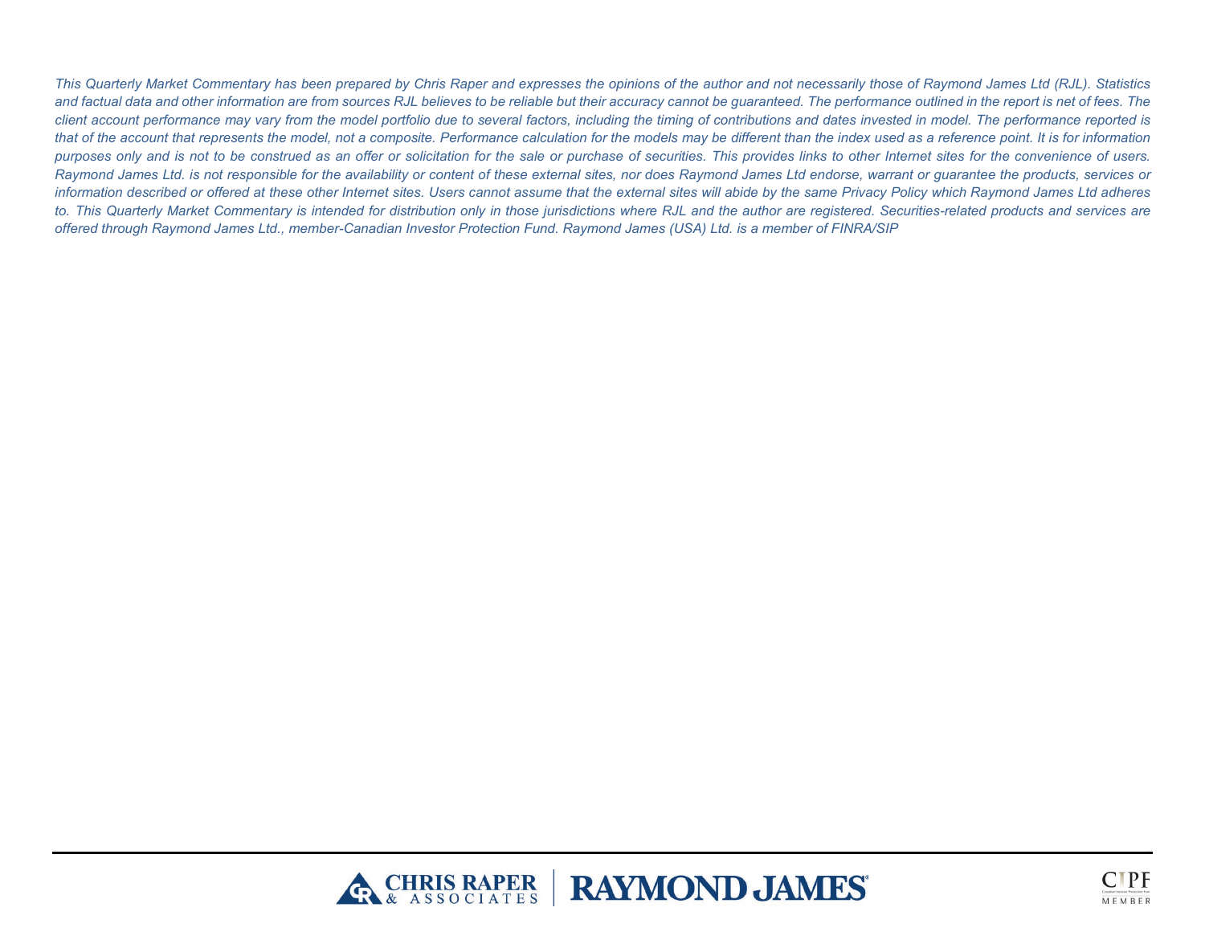*This Quarterly Market Commentary has been prepared by Chris Raper and expresses the opinions of the author and not necessarily those of Raymond James Ltd (RJL). Statistics and factual data and other information are from sources RJL believes to be reliable but their accuracy cannot be guaranteed. The performance outlined in the report is net of fees. The client account performance may vary from the model portfolio due to several factors, including the timing of contributions and dates invested in model. The performance reported is that of the account that represents the model, not a composite. Performance calculation for the models may be different than the index used as a reference point. It is for information purposes only and is not to be construed as an offer or solicitation for the sale or purchase of securities. This provides links to other Internet sites for the convenience of users. Raymond James Ltd. is not responsible for the availability or content of these external sites, nor does Raymond James Ltd endorse, warrant or guarantee the products, services or information described or offered at these other Internet sites. Users cannot assume that the external sites will abide by the same Privacy Policy which Raymond James Ltd adheres to. This Quarterly Market Commentary is intended for distribution only in those jurisdictions where RJL and the author are registered. Securities-related products and services are offered through Raymond James Ltd., member-Canadian Investor Protection Fund. Raymond James (USA) Ltd. is a member of FINRA/SIP*